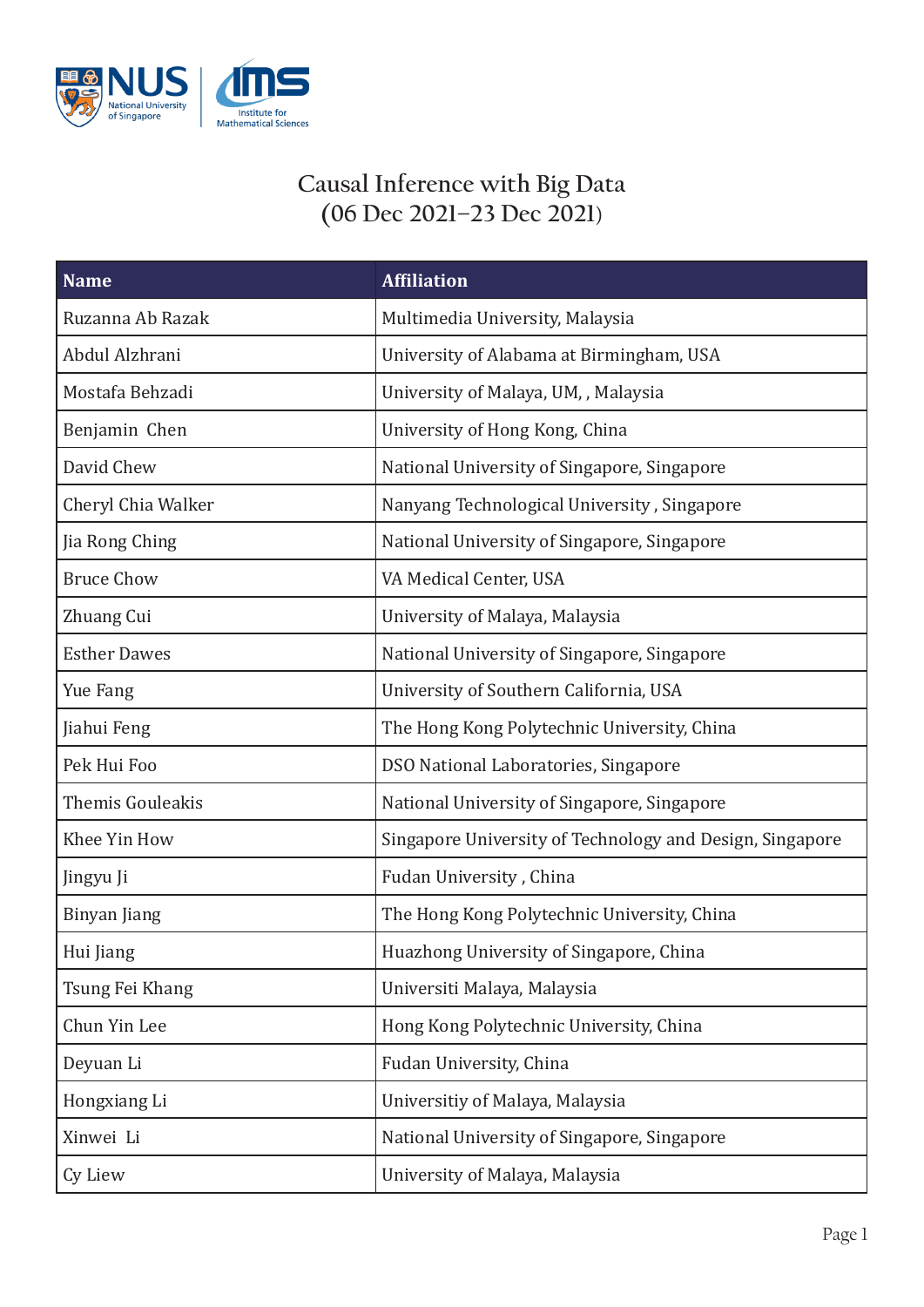# Causal Inference with Big Data
## (06 Dec 2021–23 Dec 2021)

| Name | Affiliation |
|---|---|
| Ruzanna Ab Razak | Multimedia University, Malaysia |
| Abdul Alzhrani | University of Alabama at Birmingham, USA |
| Mostafa Behzadi | University of Malaya, UM, , Malaysia |
| Benjamin Chen | University of Hong Kong, China |
| David Chew | National University of Singapore, Singapore |
| Cheryl Chia Walker | Nanyang Technological University , Singapore |
| Jia Rong Ching | National University of Singapore, Singapore |
| Bruce Chow | VA Medical Center, USA |
| Zhuang Cui | University of Malaya, Malaysia |
| Esther Dawes | National University of Singapore, Singapore |
| Yue Fang | University of Southern California, USA |
| Jiahui Feng | The Hong Kong Polytechnic University, China |
| Pek Hui Foo | DSO National Laboratories, Singapore |
| Themis Gouleakis | National University of Singapore, Singapore |
| Khee Yin How | Singapore University of Technology and Design, Singapore |
| Jingyu Ji | Fudan University , China |
| Binyan Jiang | The Hong Kong Polytechnic University, China |
| Hui Jiang | Huazhong University of Singapore, China |
| Tsung Fei Khang | Universiti Malaya, Malaysia |
| Chun Yin Lee | Hong Kong Polytechnic University, China |
| Deyuan Li | Fudan University, China |
| Hongxiang Li | Universitiy of Malaya, Malaysia |
| Xinwei Li | National University of Singapore, Singapore |
| Cy Liew | University of Malaya, Malaysia |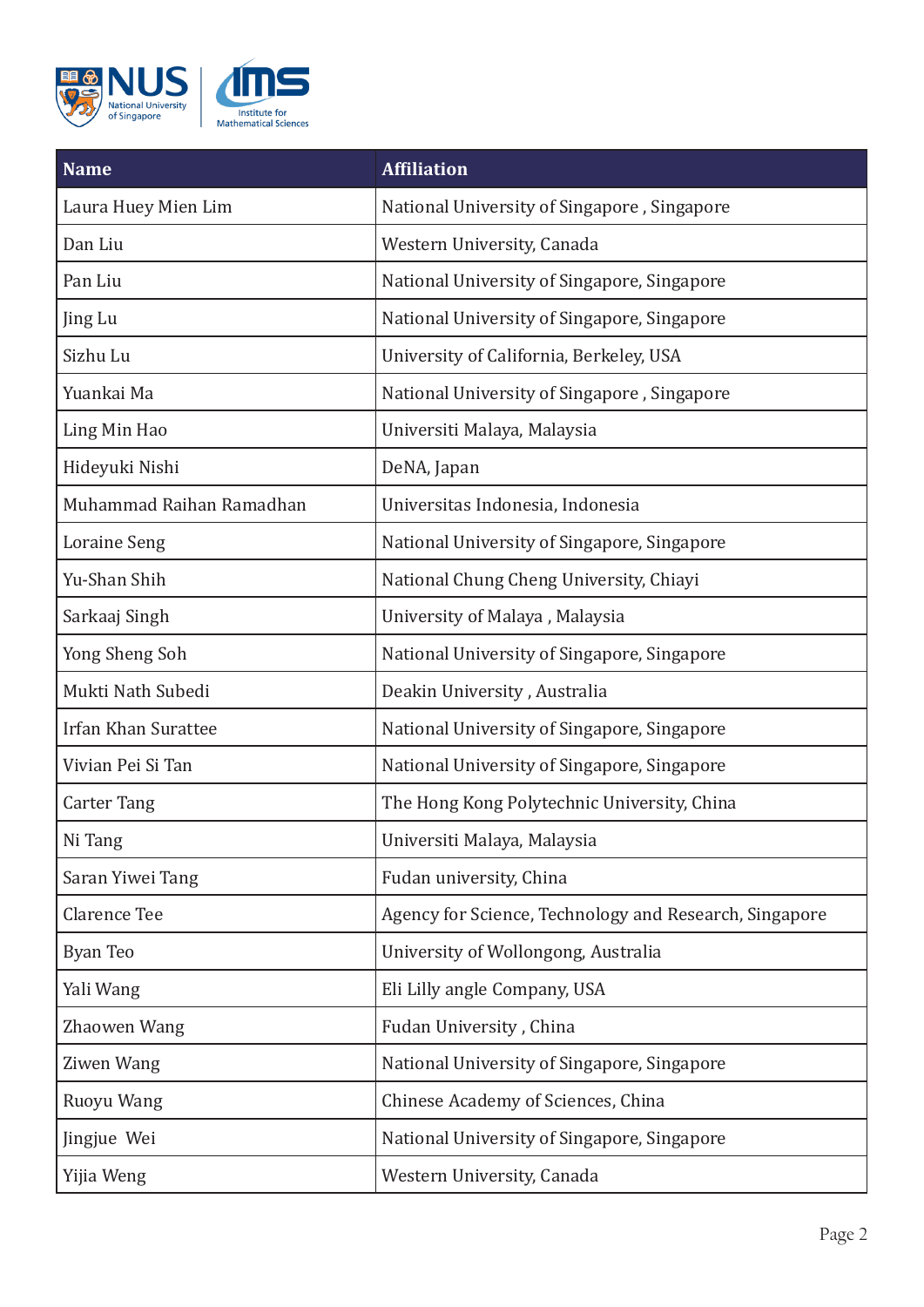| Name | Affiliation |
|---|---|
| Laura Huey Mien Lim | National University of Singapore , Singapore |
| Dan Liu | Western University, Canada |
| Pan Liu | National University of Singapore, Singapore |
| Jing Lu | National University of Singapore, Singapore |
| Sizhu Lu | University of California, Berkeley, USA |
| Yuankai Ma | National University of Singapore , Singapore |
| Ling Min Hao | Universiti Malaya, Malaysia |
| Hideyuki Nishi | DeNA, Japan |
| Muhammad Raihan Ramadhan | Universitas Indonesia, Indonesia |
| Loraine Seng | National University of Singapore, Singapore |
| Yu-Shan Shih | National Chung Cheng University, Chiayi |
| Sarkaaj Singh | University of Malaya , Malaysia |
| Yong Sheng Soh | National University of Singapore, Singapore |
| Mukti Nath Subedi | Deakin University , Australia |
| Irfan Khan Surattee | National University of Singapore, Singapore |
| Vivian Pei Si Tan | National University of Singapore, Singapore |
| Carter Tang | The Hong Kong Polytechnic University, China |
| Ni Tang | Universiti Malaya, Malaysia |
| Saran Yiwei Tang | Fudan university, China |
| Clarence Tee | Agency for Science, Technology and Research, Singapore |
| Byan Teo | University of Wollongong, Australia |
| Yali Wang | Eli Lilly angle Company, USA |
| Zhaowen Wang | Fudan University , China |
| Ziwen Wang | National University of Singapore, Singapore |
| Ruoyu Wang | Chinese Academy of Sciences, China |
| Jingjue Wei | National University of Singapore, Singapore |
| Yijia Weng | Western University, Canada |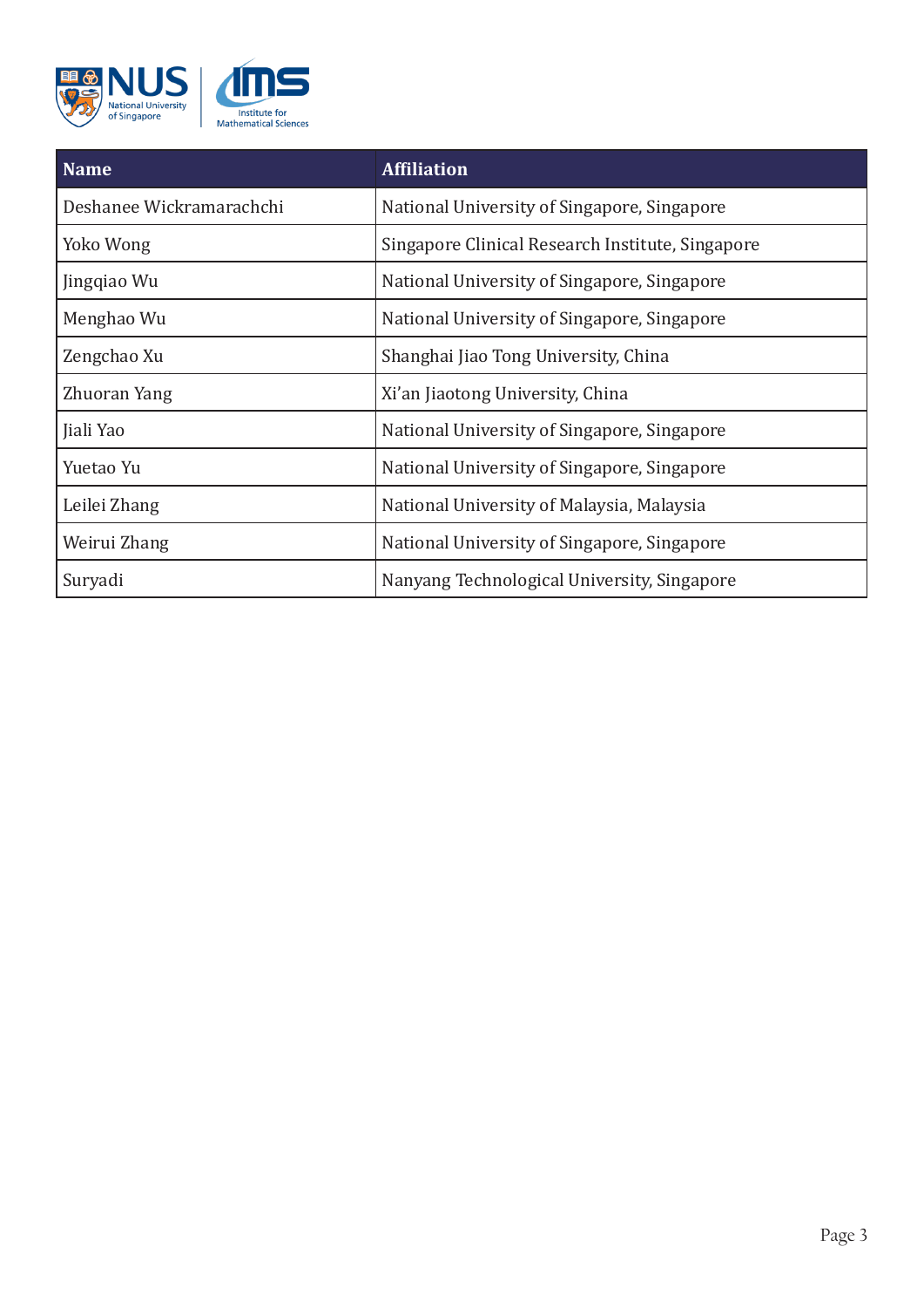| Name | Affiliation |
| --- | --- |
| Deshanee Wickramarachchi | National University of Singapore, Singapore |
| Yoko Wong | Singapore Clinical Research Institute, Singapore |
| Jingqiao Wu | National University of Singapore, Singapore |
| Menghao Wu | National University of Singapore, Singapore |
| Zengchao Xu | Shanghai Jiao Tong University, China |
| Zhuoran Yang | Xi'an Jiaotong University, China |
| Jiali Yao | National University of Singapore, Singapore |
| Yuetao Yu | National University of Singapore, Singapore |
| Leilei Zhang | National University of Malaysia, Malaysia |
| Weirui Zhang | National University of Singapore, Singapore |
| Suryadi | Nanyang Technological University, Singapore |